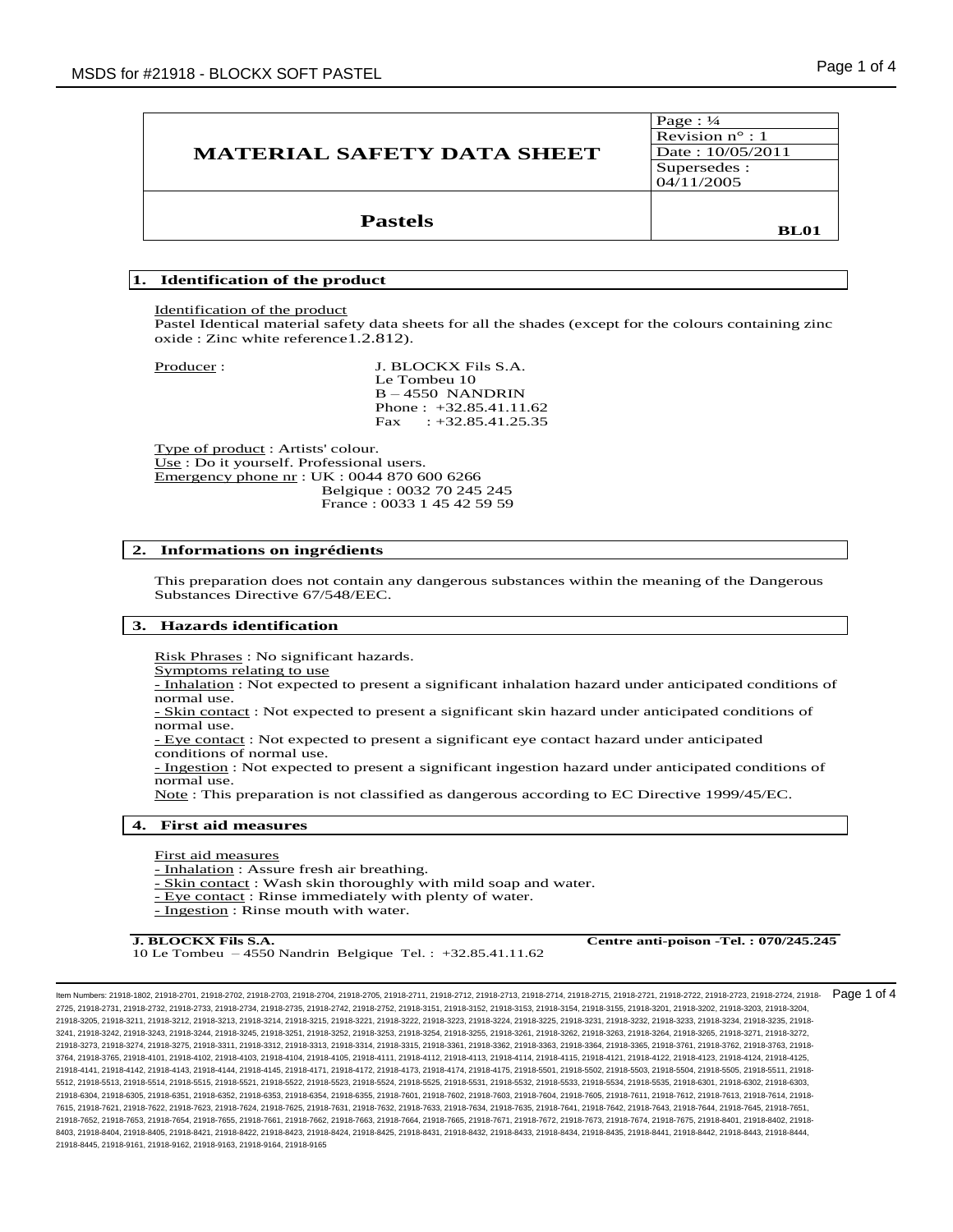| MATERIAL SAFETY DATA SHEET | Page : ¼<br>Revision n° : 1<br>Date : 10/05/2011<br>Supersedes : 04/11/2005 |
|---|---|
| **Pastels** | **BL01** |

## 1. Identification of the product

Identification of the product
Pastel Identical material safety data sheets for all the shades (except for the colours containing zinc oxide : Zinc white reference1.2.812).

Producer : J. BLOCKX Fils S.A.
Le Tombeu 10
B – 4550 NANDRIN
Phone : +32.85.41.11.62
Fax : +32.85.41.25.35

Type of product : Artists' colour.
Use : Do it yourself. Professional users.
Emergency phone nr : UK : 0044 870 600 6266
Belgique : 0032 70 245 245
France : 0033 1 45 42 59 59

## 2. Informations on ingrédients

This preparation does not contain any dangerous substances within the meaning of the Dangerous Substances Directive 67/548/EEC.

## 3. Hazards identification

Risk Phrases : No significant hazards.
Symptoms relating to use
- Inhalation : Not expected to present a significant inhalation hazard under anticipated conditions of normal use.
- Skin contact : Not expected to present a significant skin hazard under anticipated conditions of normal use.
- Eye contact : Not expected to present a significant eye contact hazard under anticipated conditions of normal use.
- Ingestion : Not expected to present a significant ingestion hazard under anticipated conditions of normal use.

Note : This preparation is not classified as dangerous according to EC Directive 1999/45/EC.

## 4. First aid measures

First aid measures
- Inhalation : Assure fresh air breathing.
- Skin contact : Wash skin thoroughly with mild soap and water.
- Eye contact : Rinse immediately with plenty of water.
- Ingestion : Rinse mouth with water.

**J. BLOCKX Fils S.A.** **Centre anti-poison -Tel. : 070/245.245**
10 Le Tombeu – 4550 Nandrin Belgique Tel. : +32.85.41.11.62

Item Numbers: 21918-1802, 21918-2701, 21918-2702, 21918-2703, 21918-2704, 21918-2705, 21918-2711, 21918-2712, 21918-2713, 21918-2714, 21918-2715, 21918-2721, 21918-2722, 21918-2723, 21918-2724, 21918-2725, 21918-2731, 21918-2732, 21918-2733, 21918-2734, 21918-2735, 21918-2742, 21918-2752, 21918-3151, 21918-3152, 21918-3153, 21918-3154, 21918-3155, 21918-3201, 21918-3202, 21918-3203, 21918-3204, 21918-3205, 21918-3211, 21918-3212, 21918-3213, 21918-3214, 21918-3215, 21918-3221, 21918-3222, 21918-3223, 21918-3224, 21918-3225, 21918-3231, 21918-3232, 21918-3233, 21918-3234, 21918-3235, 21918-3241, 21918-3242, 21918-3243, 21918-3244, 21918-3245, 21918-3251, 21918-3252, 21918-3253, 21918-3254, 21918-3255, 21918-3261, 21918-3262, 21918-3263, 21918-3264, 21918-3265, 21918-3271, 21918-3272, 21918-3273, 21918-3274, 21918-3275, 21918-3311, 21918-3312, 21918-3313, 21918-3314, 21918-3315, 21918-3361, 21918-3362, 21918-3363, 21918-3364, 21918-3365, 21918-3761, 21918-3762, 21918-3763, 21918-3764, 21918-3765, 21918-4101, 21918-4102, 21918-4103, 21918-4104, 21918-4105, 21918-4111, 21918-4112, 21918-4113, 21918-4114, 21918-4115, 21918-4121, 21918-4122, 21918-4123, 21918-4124, 21918-4125, 21918-4141, 21918-4142, 21918-4143, 21918-4144, 21918-4145, 21918-4171, 21918-4172, 21918-4173, 21918-4174, 21918-4175, 21918-5501, 21918-5502, 21918-5503, 21918-5504, 21918-5505, 21918-5511, 21918-5512, 21918-5513, 21918-5514, 21918-5515, 21918-5521, 21918-5522, 21918-5523, 21918-5524, 21918-5525, 21918-5531, 21918-5532, 21918-5533, 21918-5534, 21918-5535, 21918-6301, 21918-6302, 21918-6303, 21918-6304, 21918-6305, 21918-6351, 21918-6352, 21918-6353, 21918-6354, 21918-6355, 21918-7601, 21918-7602, 21918-7603, 21918-7604, 21918-7605, 21918-7611, 21918-7612, 21918-7613, 21918-7614, 21918-7615, 21918-7621, 21918-7622, 21918-7623, 21918-7624, 21918-7625, 21918-7631, 21918-7632, 21918-7633, 21918-7634, 21918-7635, 21918-7641, 21918-7642, 21918-7643, 21918-7644, 21918-7645, 21918-7651, 21918-7652, 21918-7653, 21918-7654, 21918-7655, 21918-7661, 21918-7662, 21918-7663, 21918-7664, 21918-7665, 21918-7671, 21918-7672, 21918-7673, 21918-7674, 21918-7675, 21918-8401, 21918-8402, 21918-8403, 21918-8404, 21918-8405, 21918-8421, 21918-8422, 21918-8423, 21918-8424, 21918-8425, 21918-8431, 21918-8432, 21918-8433, 21918-8434, 21918-8435, 21918-8441, 21918-8442, 21918-8443, 21918-8444, 21918-8445, 21918-9161, 21918-9162, 21918-9163, 21918-9164, 21918-9165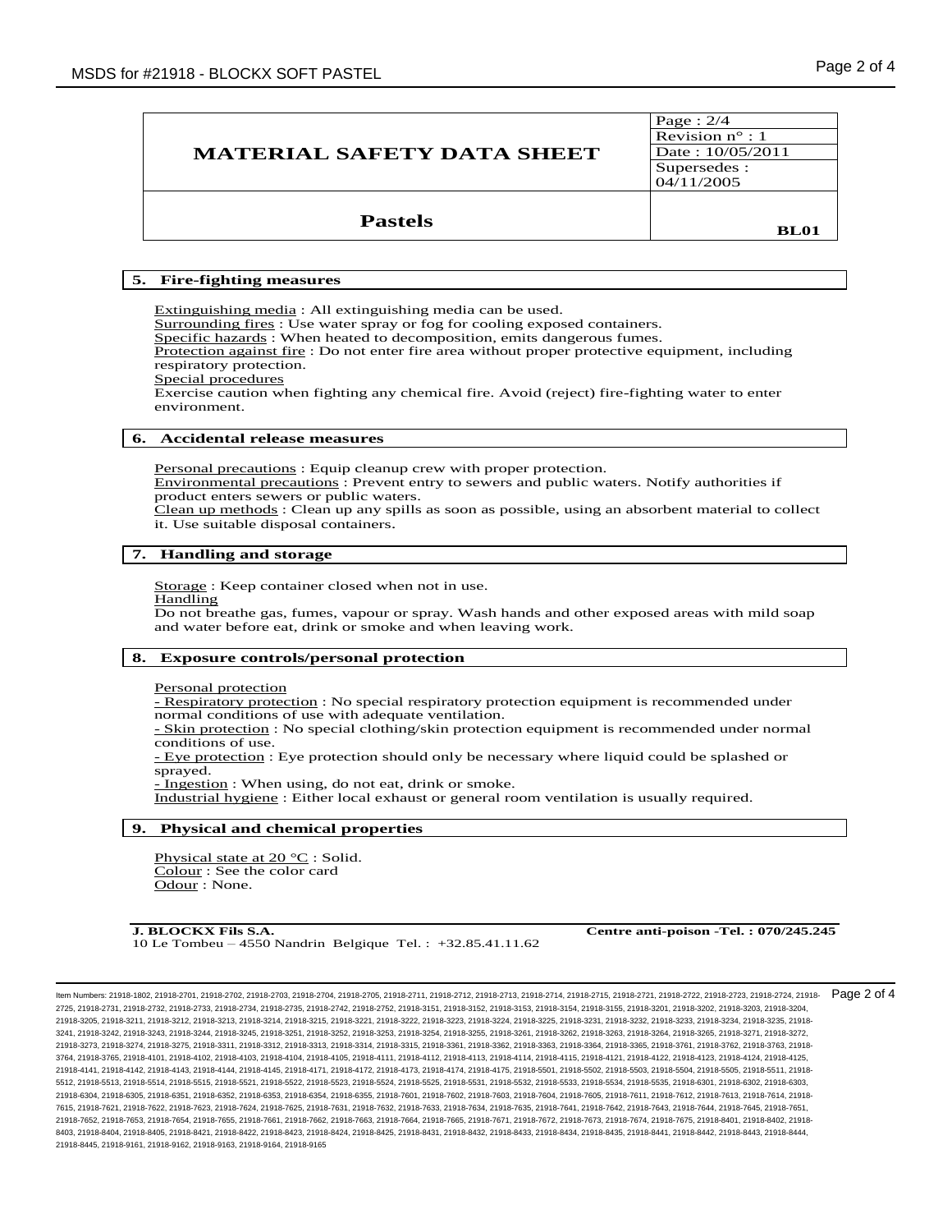| MATERIAL SAFETY DATA SHEET | Page : 2/4<br>Revision n° : 1<br>Date : 10/05/2011<br>Supersedes : 04/11/2005 |
|---|---|
| **Pastels** | **BL01** |

## 5. Fire-fighting measures

Extinguishing media : All extinguishing media can be used.
Surrounding fires : Use water spray or fog for cooling exposed containers.
Specific hazards : When heated to decomposition, emits dangerous fumes.
Protection against fire : Do not enter fire area without proper protective equipment, including respiratory protection.
Special procedures
Exercise caution when fighting any chemical fire. Avoid (reject) fire-fighting water to enter environment.

## 6. Accidental release measures

Personal precautions : Equip cleanup crew with proper protection.
Environmental precautions : Prevent entry to sewers and public waters. Notify authorities if product enters sewers or public waters.
Clean up methods : Clean up any spills as soon as possible, using an absorbent material to collect it. Use suitable disposal containers.

## 7. Handling and storage

Storage : Keep container closed when not in use.
Handling
Do not breathe gas, fumes, vapour or spray. Wash hands and other exposed areas with mild soap and water before eat, drink or smoke and when leaving work.

## 8. Exposure controls/personal protection

Personal protection
- Respiratory protection : No special respiratory protection equipment is recommended under normal conditions of use with adequate ventilation.
- Skin protection : No special clothing/skin protection equipment is recommended under normal conditions of use.
- Eye protection : Eye protection should only be necessary where liquid could be splashed or sprayed.
- Ingestion : When using, do not eat, drink or smoke.

Industrial hygiene : Either local exhaust or general room ventilation is usually required.

## 9. Physical and chemical properties

Physical state at 20 °C : Solid.
Colour : See the color card
Odour : None.

**J. BLOCKX Fils S.A.**
10 Le Tombeu – 4550 Nandrin Belgique Tel. : +32.85.41.11.62

**Centre anti-poison -Tel. : 070/245.245**

Item Numbers: 21918-1802, 21918-2701, 21918-2702, 21918-2703, 21918-2704, 21918-2705, 21918-2711, 21918-2712, 21918-2713, 21918-2714, 21918-2715, 21918-2721, 21918-2722, 21918-2723, 21918-2724, 21918-2725, 21918-2731, 21918-2732, 21918-2733, 21918-2734, 21918-2735, 21918-2742, 21918-2752, 21918-3151, 21918-3152, 21918-3153, 21918-3154, 21918-3155, 21918-3201, 21918-3202, 21918-3203, 21918-3204, 21918-3205, 21918-3211, 21918-3212, 21918-3213, 21918-3214, 21918-3215, 21918-3221, 21918-3222, 21918-3223, 21918-3224, 21918-3225, 21918-3231, 21918-3232, 21918-3233, 21918-3234, 21918-3235, 21918-3241, 21918-3242, 21918-3243, 21918-3244, 21918-3245, 21918-3251, 21918-3252, 21918-3253, 21918-3254, 21918-3255, 21918-3261, 21918-3262, 21918-3263, 21918-3264, 21918-3265, 21918-3271, 21918-3272, 21918-3273, 21918-3274, 21918-3275, 21918-3311, 21918-3312, 21918-3313, 21918-3314, 21918-3315, 21918-3361, 21918-3362, 21918-3363, 21918-3364, 21918-3365, 21918-3761, 21918-3762, 21918-3763, 21918-3764, 21918-3765, 21918-4101, 21918-4102, 21918-4103, 21918-4104, 21918-4105, 21918-4111, 21918-4112, 21918-4113, 21918-4114, 21918-4115, 21918-4121, 21918-4122, 21918-4123, 21918-4124, 21918-4125, 21918-4141, 21918-4142, 21918-4143, 21918-4144, 21918-4145, 21918-4171, 21918-4172, 21918-4173, 21918-4174, 21918-4175, 21918-5501, 21918-5502, 21918-5503, 21918-5504, 21918-5505, 21918-5511, 21918-5512, 21918-5513, 21918-5514, 21918-5515, 21918-5521, 21918-5522, 21918-5523, 21918-5524, 21918-5525, 21918-5531, 21918-5532, 21918-5533, 21918-5534, 21918-5535, 21918-6301, 21918-6302, 21918-6303, 21918-6304, 21918-6305, 21918-6351, 21918-6352, 21918-6353, 21918-6354, 21918-6355, 21918-7601, 21918-7602, 21918-7603, 21918-7604, 21918-7605, 21918-7611, 21918-7612, 21918-7613, 21918-7614, 21918-7615, 21918-7621, 21918-7622, 21918-7623, 21918-7624, 21918-7625, 21918-7631, 21918-7632, 21918-7633, 21918-7634, 21918-7635, 21918-7641, 21918-7642, 21918-7643, 21918-7644, 21918-7645, 21918-7651, 21918-7652, 21918-7653, 21918-7654, 21918-7655, 21918-7661, 21918-7662, 21918-7663, 21918-7664, 21918-7665, 21918-7671, 21918-7672, 21918-7673, 21918-7674, 21918-7675, 21918-8401, 21918-8402, 21918-8403, 21918-8404, 21918-8405, 21918-8421, 21918-8422, 21918-8423, 21918-8424, 21918-8425, 21918-8431, 21918-8432, 21918-8433, 21918-8434, 21918-8435, 21918-8441, 21918-8442, 21918-8443, 21918-8444, 21918-8445, 21918-9161, 21918-9162, 21918-9163, 21918-9164, 21918-9165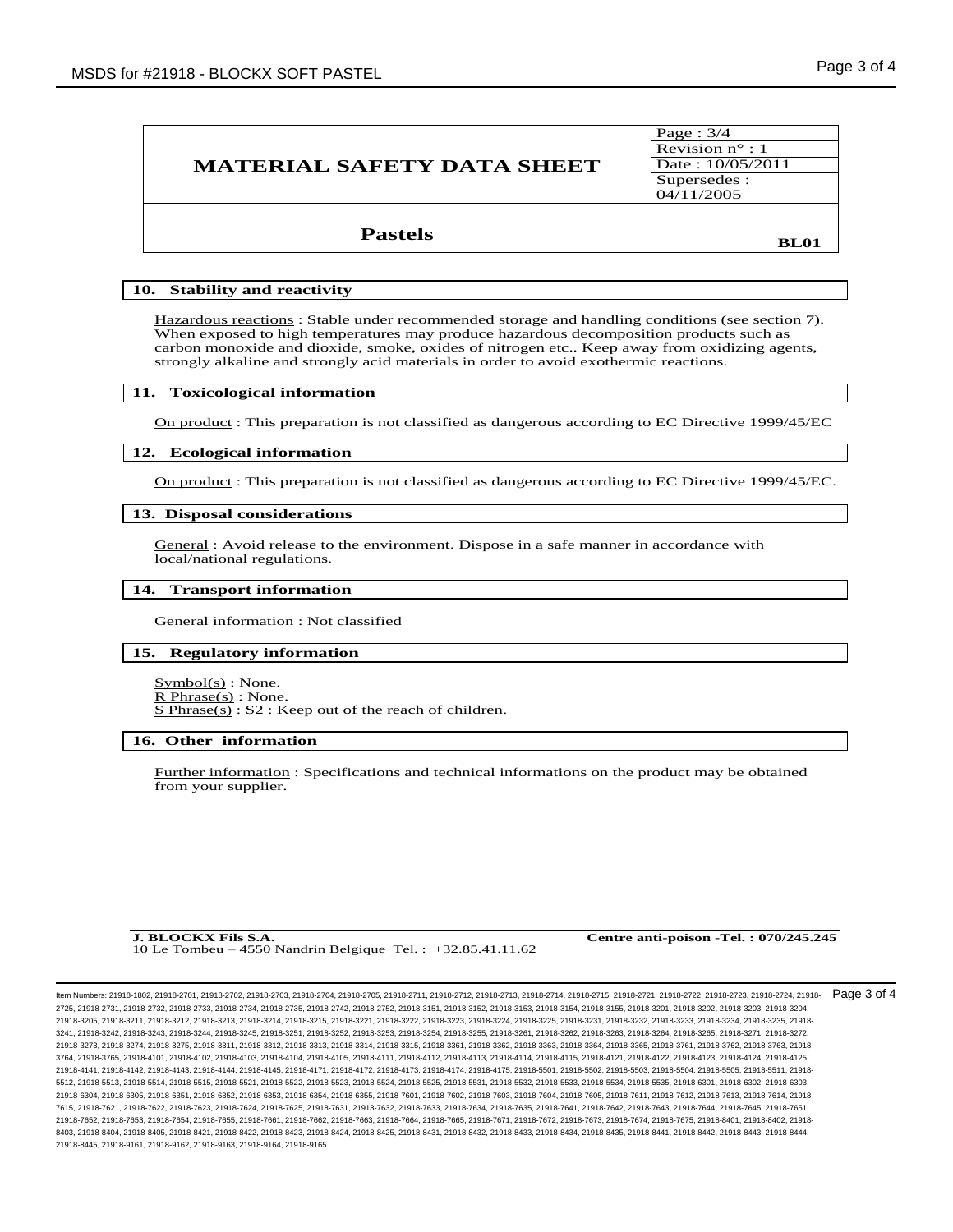| MATERIAL SAFETY DATA SHEET | Page : 3/4 |
|---|---|
| | Revision n° : 1 |
| | Date : 10/05/2011 |
| | Supersedes : 04/11/2005 |
| **Pastels** | **BL01** |

## 10. Stability and reactivity

Hazardous reactions : Stable under recommended storage and handling conditions (see section 7). When exposed to high temperatures may produce hazardous decomposition products such as carbon monoxide and dioxide, smoke, oxides of nitrogen etc.. Keep away from oxidizing agents, strongly alkaline and strongly acid materials in order to avoid exothermic reactions.

## 11. Toxicological information

On product : This preparation is not classified as dangerous according to EC Directive 1999/45/EC

## 12. Ecological information

On product : This preparation is not classified as dangerous according to EC Directive 1999/45/EC.

## 13. Disposal considerations

General : Avoid release to the environment. Dispose in a safe manner in accordance with local/national regulations.

## 14. Transport information

General information : Not classified

## 15. Regulatory information

Symbol(s) : None.
R Phrase(s) : None.
S Phrase(s) : S2 : Keep out of the reach of children.

## 16. Other information

Further information : Specifications and technical informations on the product may be obtained from your supplier.

**J. BLOCKX Fils S.A.**
10 Le Tombeu – 4550 Nandrin Belgique Tel. : +32.85.41.11.62

**Centre anti-poison -Tel. : 070/245.245**

Item Numbers: 21918-1802, 21918-2701, 21918-2702, 21918-2703, 21918-2704, 21918-2705, 21918-2711, 21918-2712, 21918-2713, 21918-2714, 21918-2715, 21918-2721, 21918-2722, 21918-2723, 21918-2724, 21918-2725, 21918-2731, 21918-2732, 21918-2733, 21918-2734, 21918-2735, 21918-2742, 21918-2752, 21918-3151, 21918-3152, 21918-3153, 21918-3154, 21918-3155, 21918-3201, 21918-3202, 21918-3203, 21918-3204, 21918-3205, 21918-3211, 21918-3212, 21918-3213, 21918-3214, 21918-3215, 21918-3221, 21918-3222, 21918-3223, 21918-3224, 21918-3225, 21918-3231, 21918-3232, 21918-3233, 21918-3234, 21918-3235, 21918-3241, 21918-3242, 21918-3243, 21918-3244, 21918-3245, 21918-3251, 21918-3252, 21918-3253, 21918-3254, 21918-3255, 21918-3261, 21918-3262, 21918-3263, 21918-3264, 21918-3265, 21918-3271, 21918-3272, 21918-3273, 21918-3274, 21918-3275, 21918-3311, 21918-3312, 21918-3313, 21918-3314, 21918-3315, 21918-3361, 21918-3362, 21918-3363, 21918-3364, 21918-3365, 21918-3761, 21918-3762, 21918-3763, 21918-3764, 21918-3765, 21918-4101, 21918-4102, 21918-4103, 21918-4104, 21918-4105, 21918-4111, 21918-4112, 21918-4113, 21918-4114, 21918-4115, 21918-4121, 21918-4122, 21918-4123, 21918-4124, 21918-4125, 21918-4141, 21918-4142, 21918-4143, 21918-4144, 21918-4145, 21918-4171, 21918-4172, 21918-4173, 21918-4174, 21918-4175, 21918-5501, 21918-5502, 21918-5503, 21918-5504, 21918-5505, 21918-5511, 21918-5512, 21918-5513, 21918-5514, 21918-5515, 21918-5521, 21918-5522, 21918-5523, 21918-5524, 21918-5525, 21918-5531, 21918-5532, 21918-5533, 21918-5534, 21918-5535, 21918-6301, 21918-6302, 21918-6303, 21918-6304, 21918-6305, 21918-6351, 21918-6352, 21918-6353, 21918-6354, 21918-6355, 21918-7601, 21918-7602, 21918-7603, 21918-7604, 21918-7605, 21918-7611, 21918-7612, 21918-7613, 21918-7614, 21918-7615, 21918-7621, 21918-7622, 21918-7623, 21918-7624, 21918-7625, 21918-7631, 21918-7632, 21918-7633, 21918-7634, 21918-7635, 21918-7641, 21918-7642, 21918-7643, 21918-7644, 21918-7645, 21918-7651, 21918-7652, 21918-7653, 21918-7654, 21918-7655, 21918-7661, 21918-7662, 21918-7663, 21918-7664, 21918-7665, 21918-7671, 21918-7672, 21918-7673, 21918-7674, 21918-7675, 21918-8401, 21918-8402, 21918-8403, 21918-8404, 21918-8405, 21918-8421, 21918-8422, 21918-8423, 21918-8424, 21918-8425, 21918-8431, 21918-8432, 21918-8433, 21918-8434, 21918-8435, 21918-8441, 21918-8442, 21918-8443, 21918-8444, 21918-8445, 21918-9161, 21918-9162, 21918-9163, 21918-9164, 21918-9165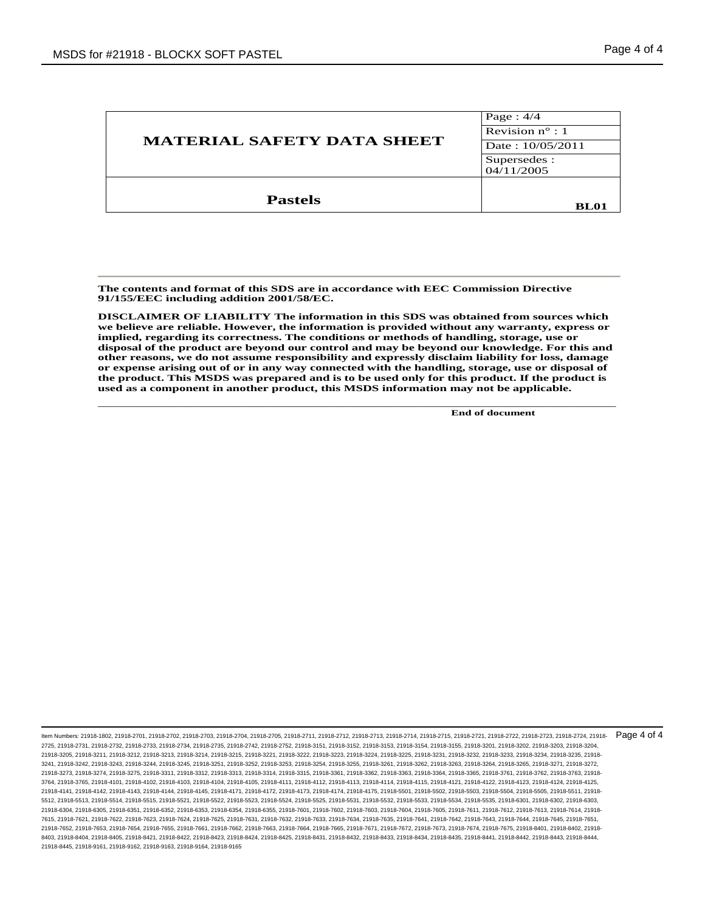| MATERIAL SAFETY DATA SHEET | Page : 4/4 |
|---|---|
| | Revision n° : 1 |
| | Date : 10/05/2011 |
| | Supersedes : 04/11/2005 |
| **Pastels** | **BL01** |

---

**The contents and format of this SDS are in accordance with EEC Commission Directive 91/155/EEC including addition 2001/58/EC.**

**DISCLAIMER OF LIABILITY The information in this SDS was obtained from sources which we believe are reliable. However, the information is provided without any warranty, express or implied, regarding its correctness. The conditions or methods of handling, storage, use or disposal of the product are beyond our control and may be beyond our knowledge. For this and other reasons, we do not assume responsibility and expressly disclaim liability for loss, damage or expense arising out of or in any way connected with the handling, storage, use or disposal of the product. This MSDS was prepared and is to be used only for this product. If the product is used as a component in another product, this MSDS information may not be applicable.**

---

**End of document**